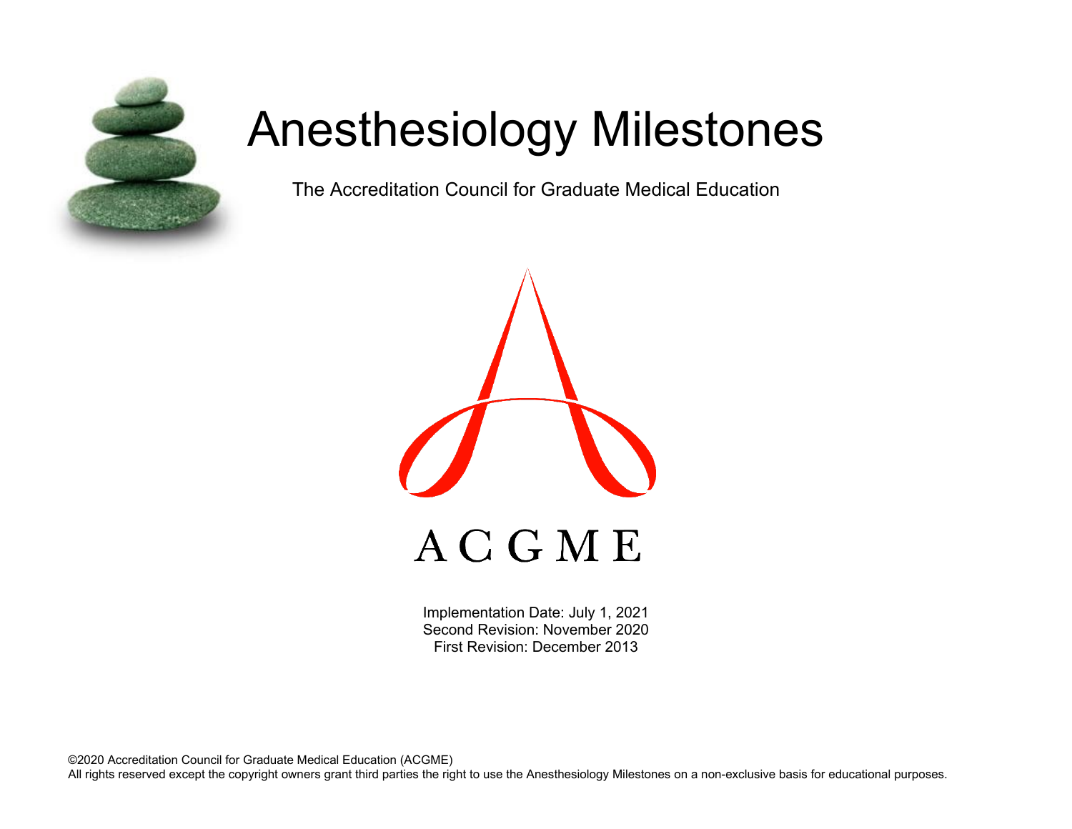# Anesthesiology Milestones

The Accreditation Council for Graduate Medical Education

ACGME

Implementation Date: July 1, 2021
Second Revision: November 2020
First Revision: December 2013

©2020 Accreditation Council for Graduate Medical Education (ACGME)
All rights reserved except the copyright owners grant third parties the right to use the Anesthesiology Milestones on a non-exclusive basis for educational purposes.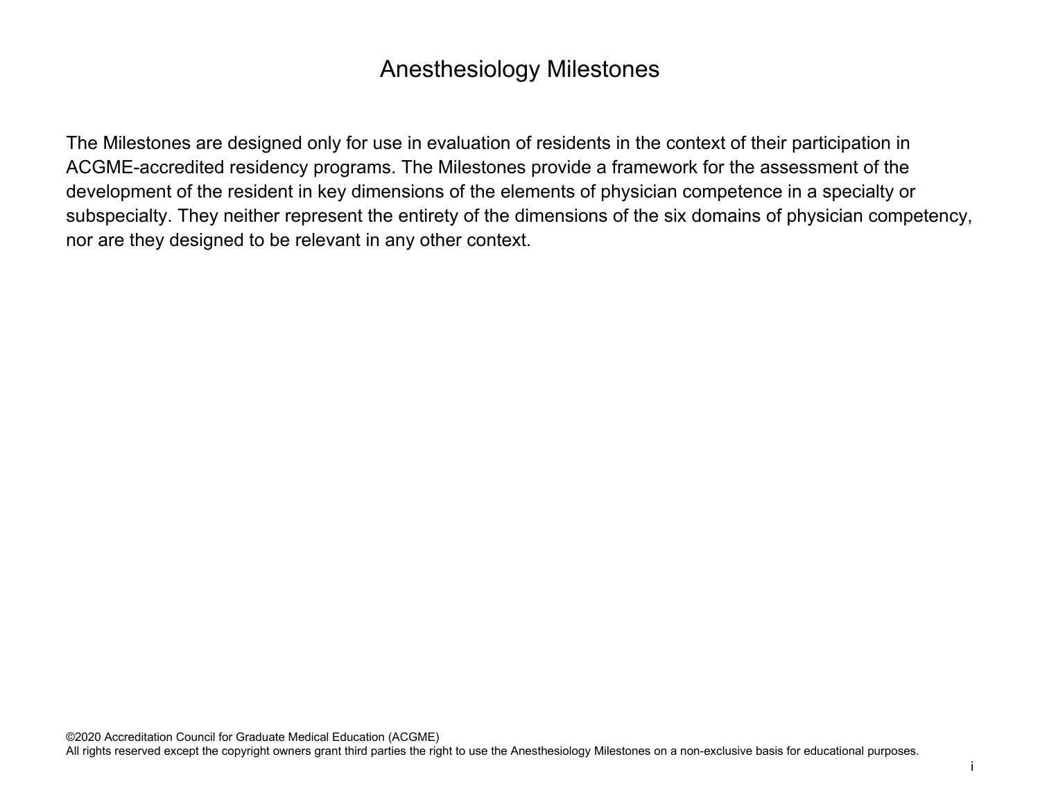# Anesthesiology Milestones

The Milestones are designed only for use in evaluation of residents in the context of their participation in ACGME-accredited residency programs. The Milestones provide a framework for the assessment of the development of the resident in key dimensions of the elements of physician competence in a specialty or subspecialty. They neither represent the entirety of the dimensions of the six domains of physician competency, nor are they designed to be relevant in any other context.

©2020 Accreditation Council for Graduate Medical Education (ACGME)
All rights reserved except the copyright owners grant third parties the right to use the Anesthesiology Milestones on a non-exclusive basis for educational purposes.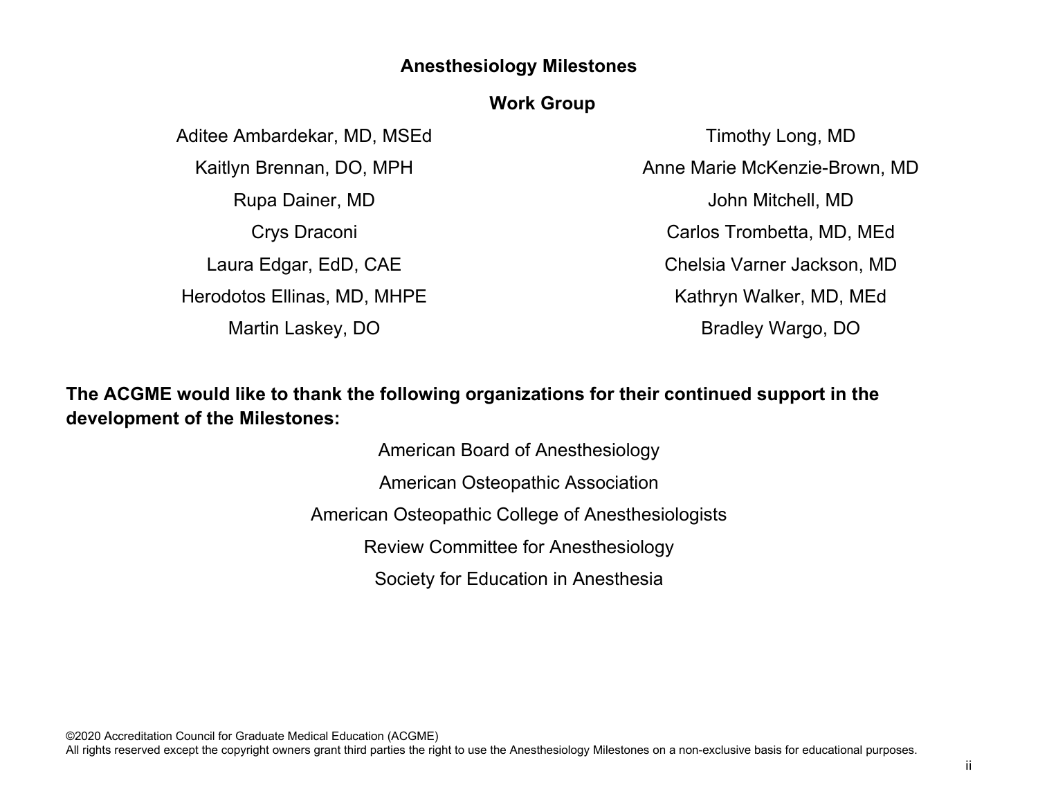# Anesthesiology Milestones

## Work Group

Aditee Ambardekar, MD, MSEd

Kaitlyn Brennan, DO, MPH

Rupa Dainer, MD

Crys Draconi

Laura Edgar, EdD, CAE

Herodotos Ellinas, MD, MHPE

Martin Laskey, DO

Timothy Long, MD

Anne Marie McKenzie-Brown, MD

John Mitchell, MD

Carlos Trombetta, MD, MEd

Chelsia Varner Jackson, MD

Kathryn Walker, MD, MEd

Bradley Wargo, DO

**The ACGME would like to thank the following organizations for their continued support in the development of the Milestones:**

American Board of Anesthesiology

American Osteopathic Association

American Osteopathic College of Anesthesiologists

Review Committee for Anesthesiology

Society for Education in Anesthesia

©2020 Accreditation Council for Graduate Medical Education (ACGME)
All rights reserved except the copyright owners grant third parties the right to use the Anesthesiology Milestones on a non-exclusive basis for educational purposes.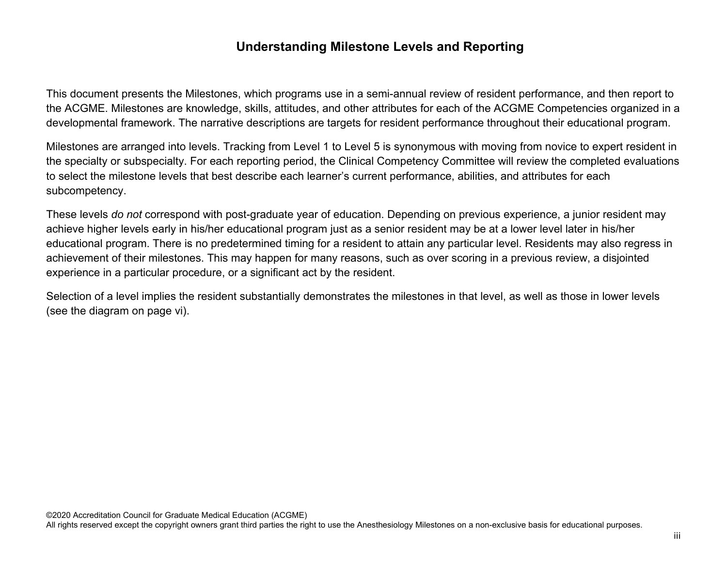# Understanding Milestone Levels and Reporting

This document presents the Milestones, which programs use in a semi-annual review of resident performance, and then report to the ACGME. Milestones are knowledge, skills, attitudes, and other attributes for each of the ACGME Competencies organized in a developmental framework. The narrative descriptions are targets for resident performance throughout their educational program.

Milestones are arranged into levels. Tracking from Level 1 to Level 5 is synonymous with moving from novice to expert resident in the specialty or subspecialty. For each reporting period, the Clinical Competency Committee will review the completed evaluations to select the milestone levels that best describe each learner's current performance, abilities, and attributes for each subcompetency.

These levels *do not* correspond with post-graduate year of education. Depending on previous experience, a junior resident may achieve higher levels early in his/her educational program just as a senior resident may be at a lower level later in his/her educational program. There is no predetermined timing for a resident to attain any particular level. Residents may also regress in achievement of their milestones. This may happen for many reasons, such as over scoring in a previous review, a disjointed experience in a particular procedure, or a significant act by the resident.

Selection of a level implies the resident substantially demonstrates the milestones in that level, as well as those in lower levels (see the diagram on page vi).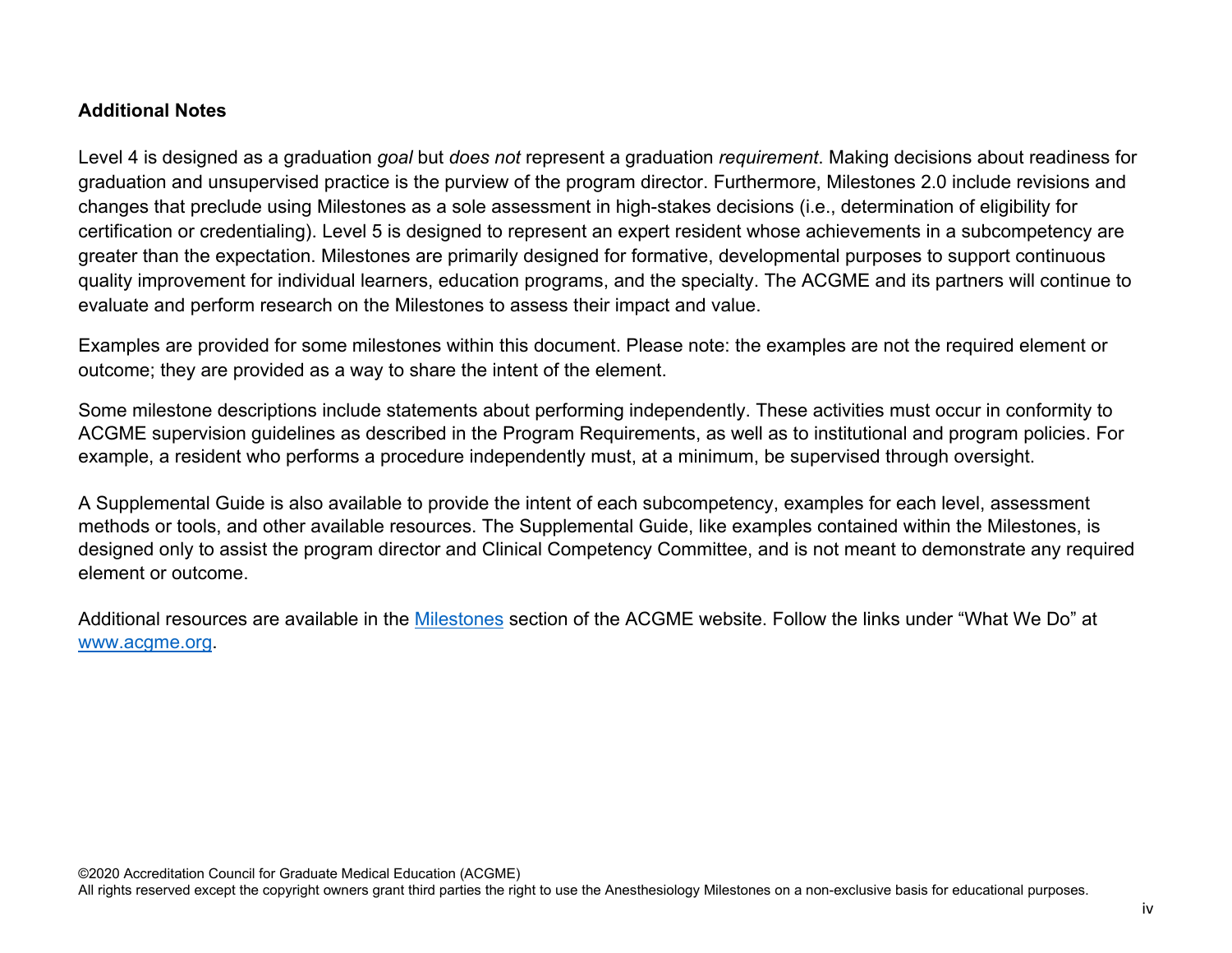## Additional Notes

Level 4 is designed as a graduation *goal* but *does not* represent a graduation *requirement*. Making decisions about readiness for graduation and unsupervised practice is the purview of the program director. Furthermore, Milestones 2.0 include revisions and changes that preclude using Milestones as a sole assessment in high-stakes decisions (i.e., determination of eligibility for certification or credentialing). Level 5 is designed to represent an expert resident whose achievements in a subcompetency are greater than the expectation. Milestones are primarily designed for formative, developmental purposes to support continuous quality improvement for individual learners, education programs, and the specialty. The ACGME and its partners will continue to evaluate and perform research on the Milestones to assess their impact and value.

Examples are provided for some milestones within this document. Please note: the examples are not the required element or outcome; they are provided as a way to share the intent of the element.

Some milestone descriptions include statements about performing independently. These activities must occur in conformity to ACGME supervision guidelines as described in the Program Requirements, as well as to institutional and program policies. For example, a resident who performs a procedure independently must, at a minimum, be supervised through oversight.

A Supplemental Guide is also available to provide the intent of each subcompetency, examples for each level, assessment methods or tools, and other available resources. The Supplemental Guide, like examples contained within the Milestones, is designed only to assist the program director and Clinical Competency Committee, and is not meant to demonstrate any required element or outcome.

Additional resources are available in the [Milestones] section of the ACGME website. Follow the links under "What We Do" at [www.acgme.org].

©2020 Accreditation Council for Graduate Medical Education (ACGME)
All rights reserved except the copyright owners grant third parties the right to use the Anesthesiology Milestones on a non-exclusive basis for educational purposes.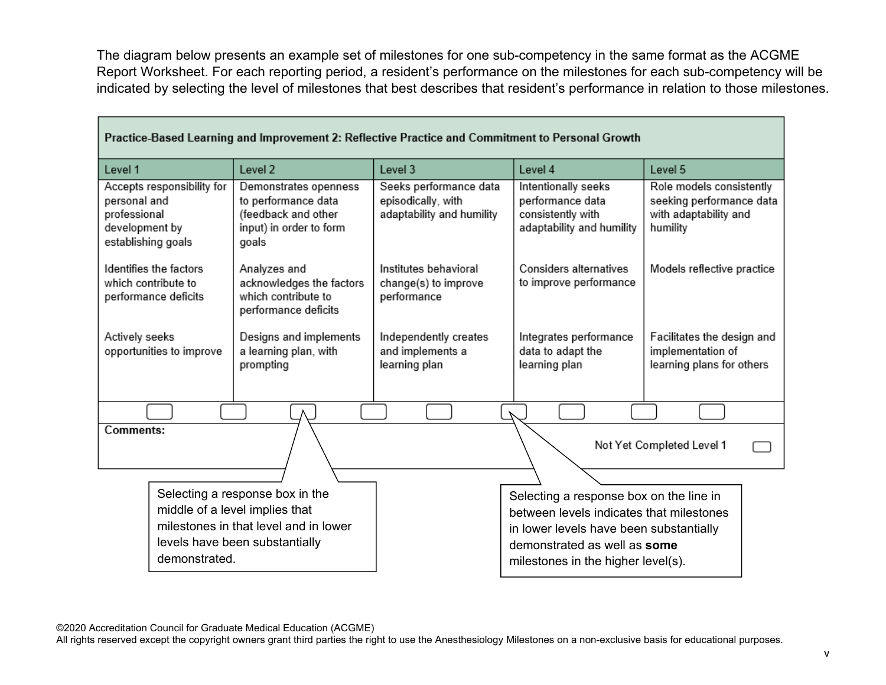The diagram below presents an example set of milestones for one sub-competency in the same format as the ACGME Report Worksheet. For each reporting period, a resident's performance on the milestones for each sub-competency will be indicated by selecting the level of milestones that best describes that resident's performance in relation to those milestones.

| Practice-Based Learning and Improvement 2: Reflective Practice and Commitment to Personal Growth | | | | |
|---|---|---|---|---|
| Level 1 | Level 2 | Level 3 | Level 4 | Level 5 |
| Accepts responsibility for personal and professional development by establishing goals | Demonstrates openness to performance data (feedback and other input) in order to form goals | Seeks performance data episodically, with adaptability and humility | Intentionally seeks performance data consistently with adaptability and humility | Role models consistently seeking performance data with adaptability and humility |
| Identifies the factors which contribute to performance deficits | Analyzes and acknowledges the factors which contribute to performance deficits | Institutes behavioral change(s) to improve performance | Considers alternatives to improve performance | Models reflective practice |
| Actively seeks opportunities to improve | Designs and implements a learning plan, with prompting | Independently creates and implements a learning plan | Integrates performance data to adapt the learning plan | Facilitates the design and implementation of learning plans for others |

Comments:

Not Yet Completed Level 1

Selecting a response box in the middle of a level implies that milestones in that level and in lower levels have been substantially demonstrated.

Selecting a response box on the line in between levels indicates that milestones in lower levels have been substantially demonstrated as well as **some** milestones in the higher level(s).

©2020 Accreditation Council for Graduate Medical Education (ACGME)
All rights reserved except the copyright owners grant third parties the right to use the Anesthesiology Milestones on a non-exclusive basis for educational purposes.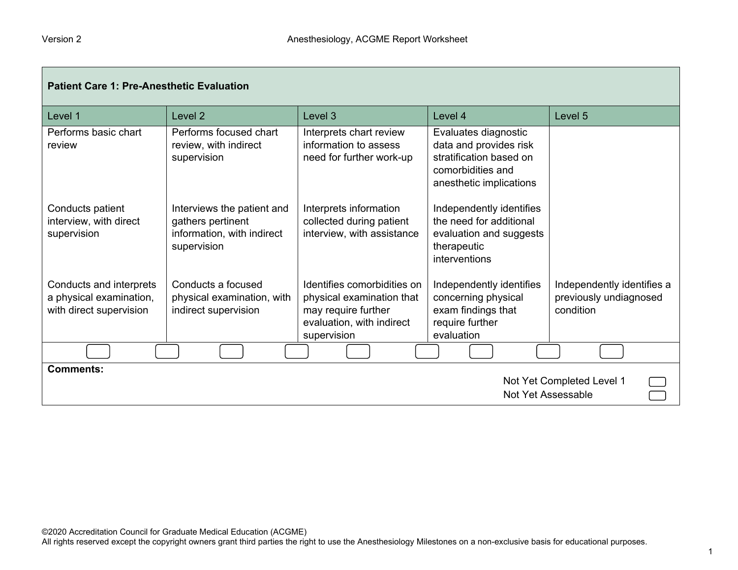| Patient Care 1: Pre-Anesthetic Evaluation | | | | |
|---|---|---|---|---|
| Level 1 | Level 2 | Level 3 | Level 4 | Level 5 |
| Performs basic chart review | Performs focused chart review, with indirect supervision | Interprets chart review information to assess need for further work-up | Evaluates diagnostic data and provides risk stratification based on comorbidities and anesthetic implications | |
| Conducts patient interview, with direct supervision | Interviews the patient and gathers pertinent information, with indirect supervision | Interprets information collected during patient interview, with assistance | Independently identifies the need for additional evaluation and suggests therapeutic interventions | |
| Conducts and interprets a physical examination, with direct supervision | Conducts a focused physical examination, with indirect supervision | Identifies comorbidities on physical examination that may require further evaluation, with indirect supervision | Independently identifies concerning physical exam findings that require further evaluation | Independently identifies a previously undiagnosed condition |

**Comments:**

Not Yet Completed Level 1

Not Yet Assessable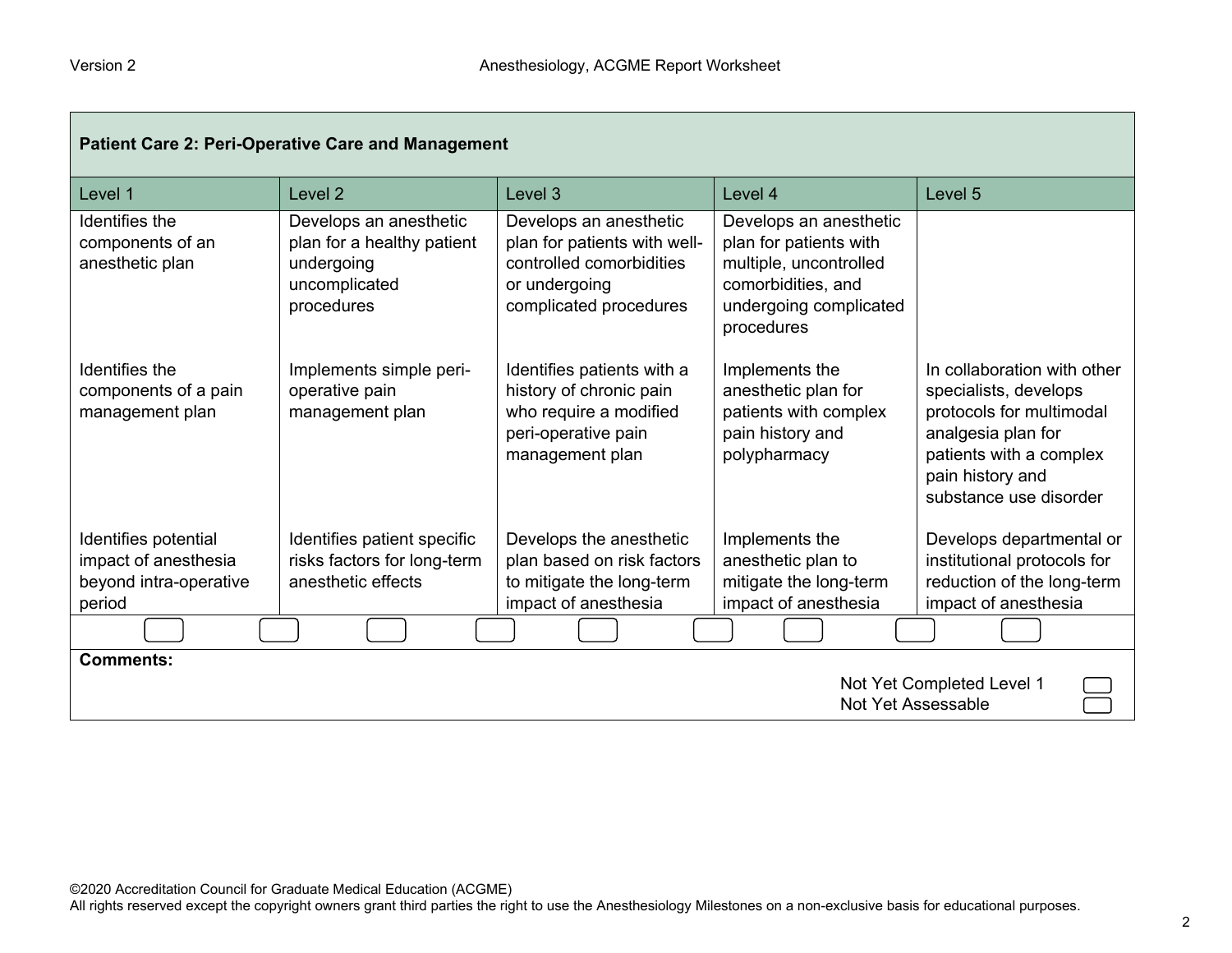## Patient Care 2: Peri-Operative Care and Management

| Level 1 | Level 2 | Level 3 | Level 4 | Level 5 |
|---|---|---|---|---|
| Identifies the components of an anesthetic plan | Develops an anesthetic plan for a healthy patient undergoing uncomplicated procedures | Develops an anesthetic plan for patients with well-controlled comorbidities or undergoing complicated procedures | Develops an anesthetic plan for patients with multiple, uncontrolled comorbidities, and undergoing complicated procedures | |
| Identifies the components of a pain management plan | Implements simple peri-operative pain management plan | Identifies patients with a history of chronic pain who require a modified peri-operative pain management plan | Implements the anesthetic plan for patients with complex pain history and polypharmacy | In collaboration with other specialists, develops protocols for multimodal analgesia plan for patients with a complex pain history and substance use disorder |
| Identifies potential impact of anesthesia beyond intra-operative period | Identifies patient specific risks factors for long-term anesthetic effects | Develops the anesthetic plan based on risk factors to mitigate the long-term impact of anesthesia | Implements the anesthetic plan to mitigate the long-term impact of anesthesia | Develops departmental or institutional protocols for reduction of the long-term impact of anesthesia |

**Comments:**

Not Yet Completed Level 1

Not Yet Assessable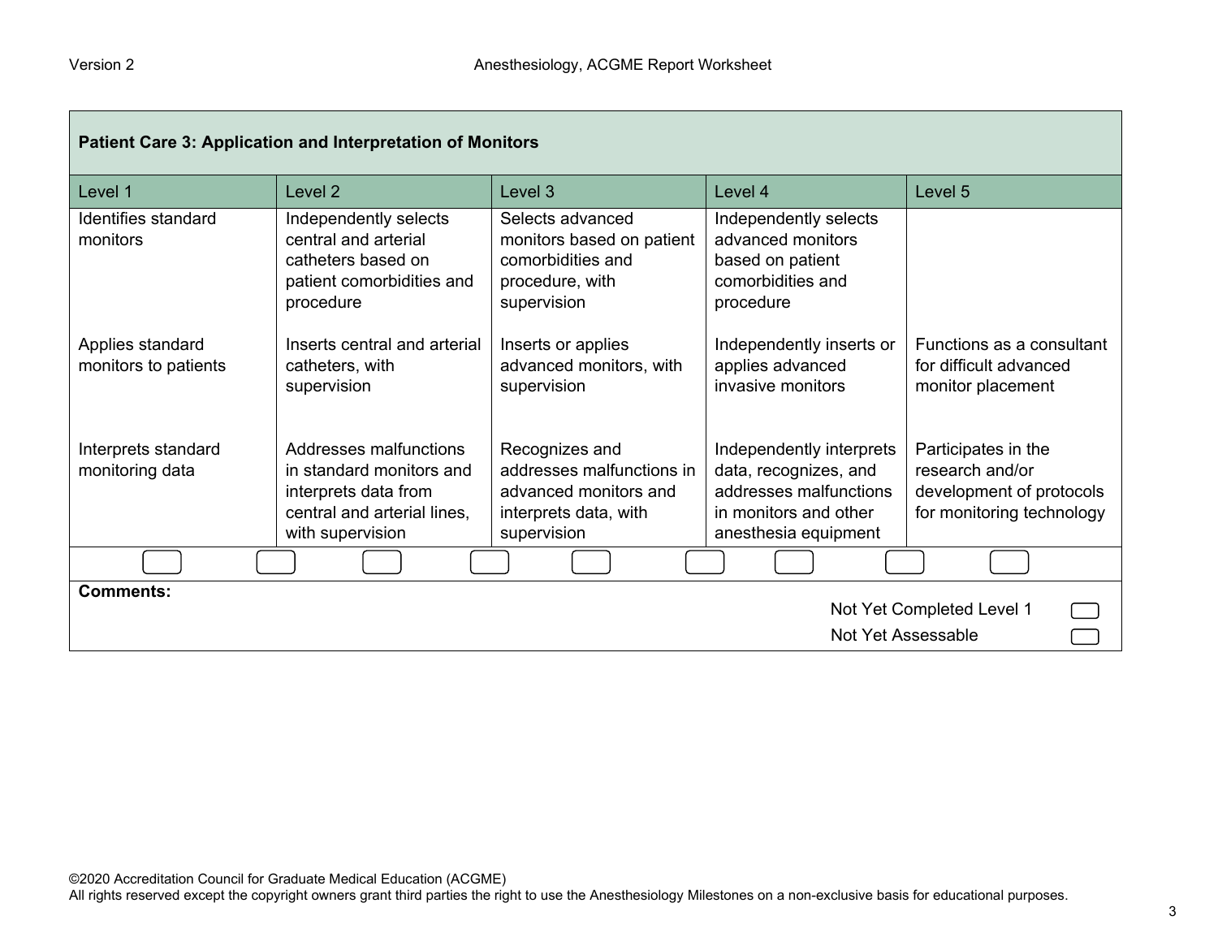## Patient Care 3: Application and Interpretation of Monitors

| Level 1 | Level 2 | Level 3 | Level 4 | Level 5 |
|---|---|---|---|---|
| Identifies standard monitors | Independently selects central and arterial catheters based on patient comorbidities and procedure | Selects advanced monitors based on patient comorbidities and procedure, with supervision | Independently selects advanced monitors based on patient comorbidities and procedure | |
| Applies standard monitors to patients | Inserts central and arterial catheters, with supervision | Inserts or applies advanced monitors, with supervision | Independently inserts or applies advanced invasive monitors | Functions as a consultant for difficult advanced monitor placement |
| Interprets standard monitoring data | Addresses malfunctions in standard monitors and interprets data from central and arterial lines, with supervision | Recognizes and addresses malfunctions in advanced monitors and interprets data, with supervision | Independently interprets data, recognizes, and addresses malfunctions in monitors and other anesthesia equipment | Participates in the research and/or development of protocols for monitoring technology |

**Comments:**

Not Yet Completed Level 1

Not Yet Assessable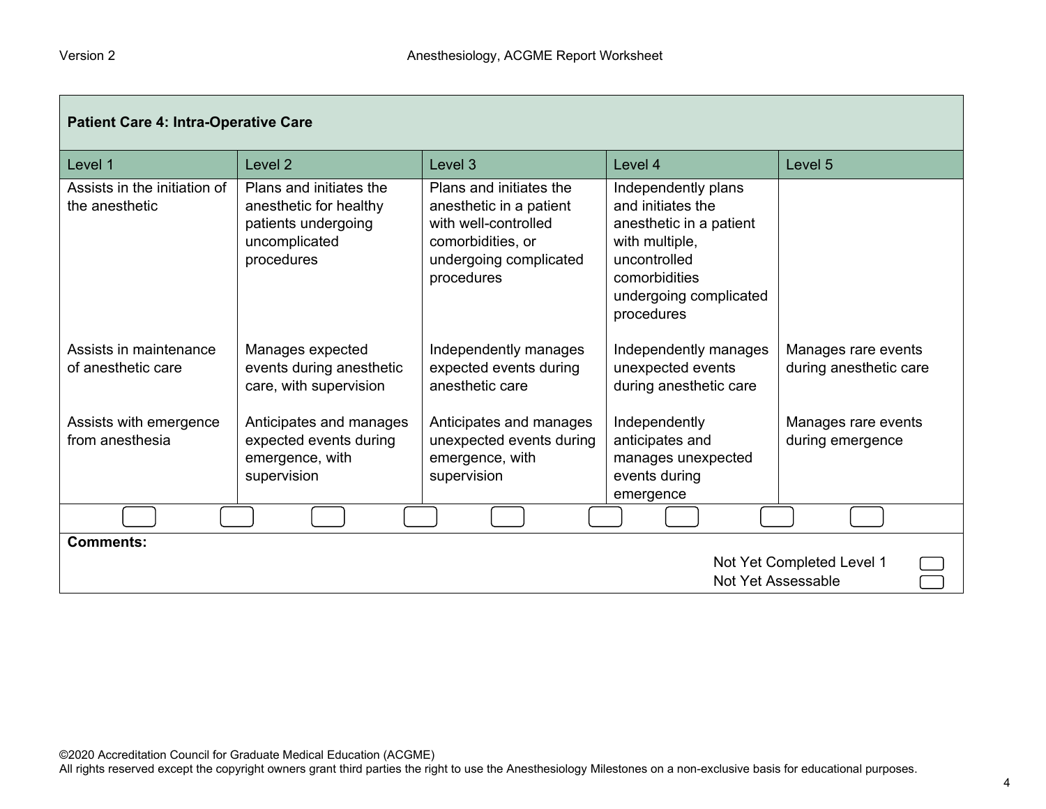| **Patient Care 4: Intra-Operative Care** | | | | |
|---|---|---|---|---|
| Level 1 | Level 2 | Level 3 | Level 4 | Level 5 |
| Assists in the initiation of the anesthetic | Plans and initiates the anesthetic for healthy patients undergoing uncomplicated procedures | Plans and initiates the anesthetic in a patient with well-controlled comorbidities, or undergoing complicated procedures | Independently plans and initiates the anesthetic in a patient with multiple, uncontrolled comorbidities undergoing complicated procedures | |
| Assists in maintenance of anesthetic care | Manages expected events during anesthetic care, with supervision | Independently manages expected events during anesthetic care | Independently manages unexpected events during anesthetic care | Manages rare events during anesthetic care |
| Assists with emergence from anesthesia | Anticipates and manages expected events during emergence, with supervision | Anticipates and manages unexpected events during emergence, with supervision | Independently anticipates and manages unexpected events during emergence | Manages rare events during emergence |

**Comments:**

Not Yet Completed Level 1

Not Yet Assessable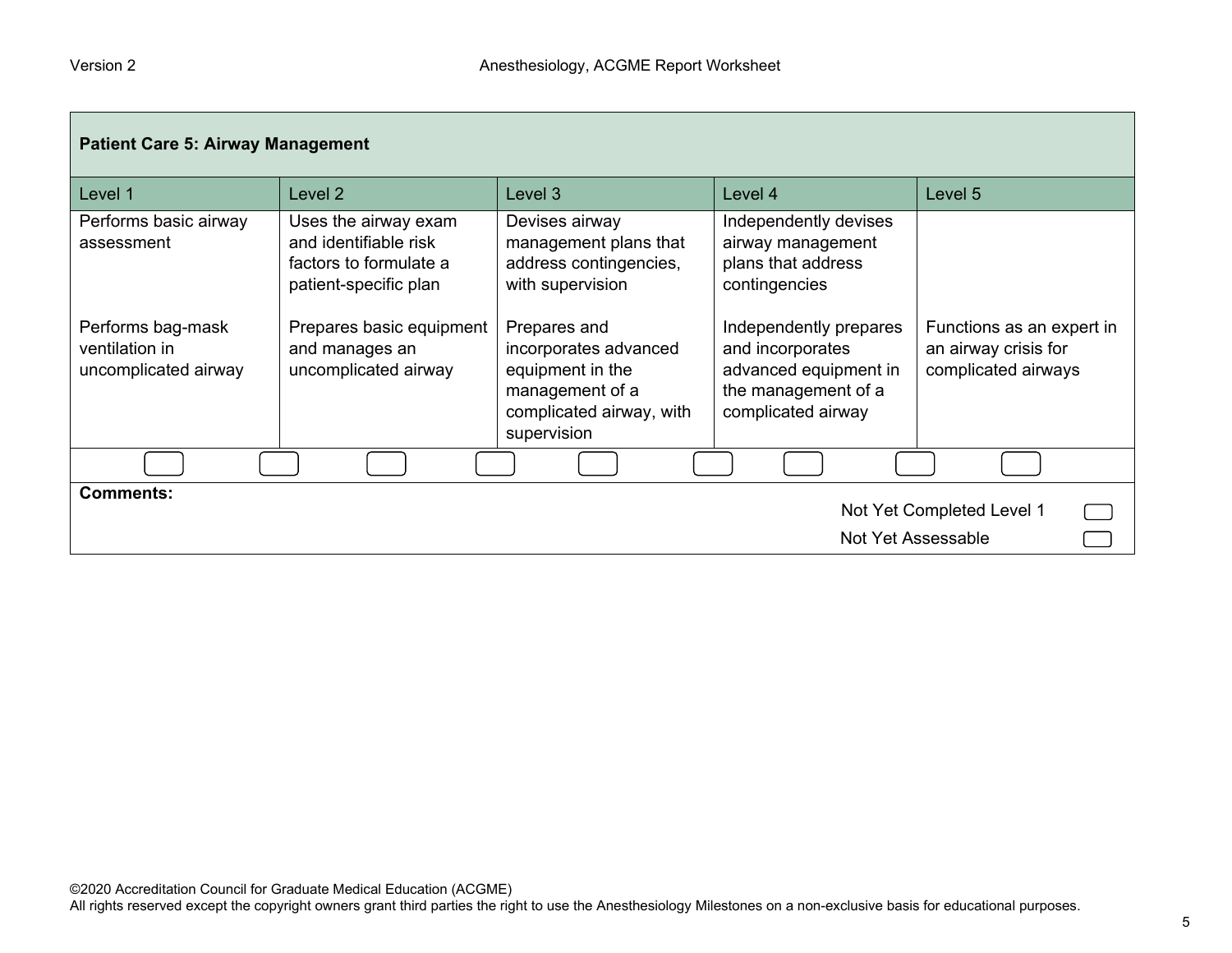| Patient Care 5: Airway Management | | | | |
|---|---|---|---|---|
| Level 1 | Level 2 | Level 3 | Level 4 | Level 5 |
| Performs basic airway assessment | Uses the airway exam and identifiable risk factors to formulate a patient-specific plan | Devises airway management plans that address contingencies, with supervision | Independently devises airway management plans that address contingencies | |
| Performs bag-mask ventilation in uncomplicated airway | Prepares basic equipment and manages an uncomplicated airway | Prepares and incorporates advanced equipment in the management of a complicated airway, with supervision | Independently prepares and incorporates advanced equipment in the management of a complicated airway | Functions as an expert in an airway crisis for complicated airways |

**Comments:**

Not Yet Completed Level 1

Not Yet Assessable

©2020 Accreditation Council for Graduate Medical Education (ACGME)
All rights reserved except the copyright owners grant third parties the right to use the Anesthesiology Milestones on a non-exclusive basis for educational purposes.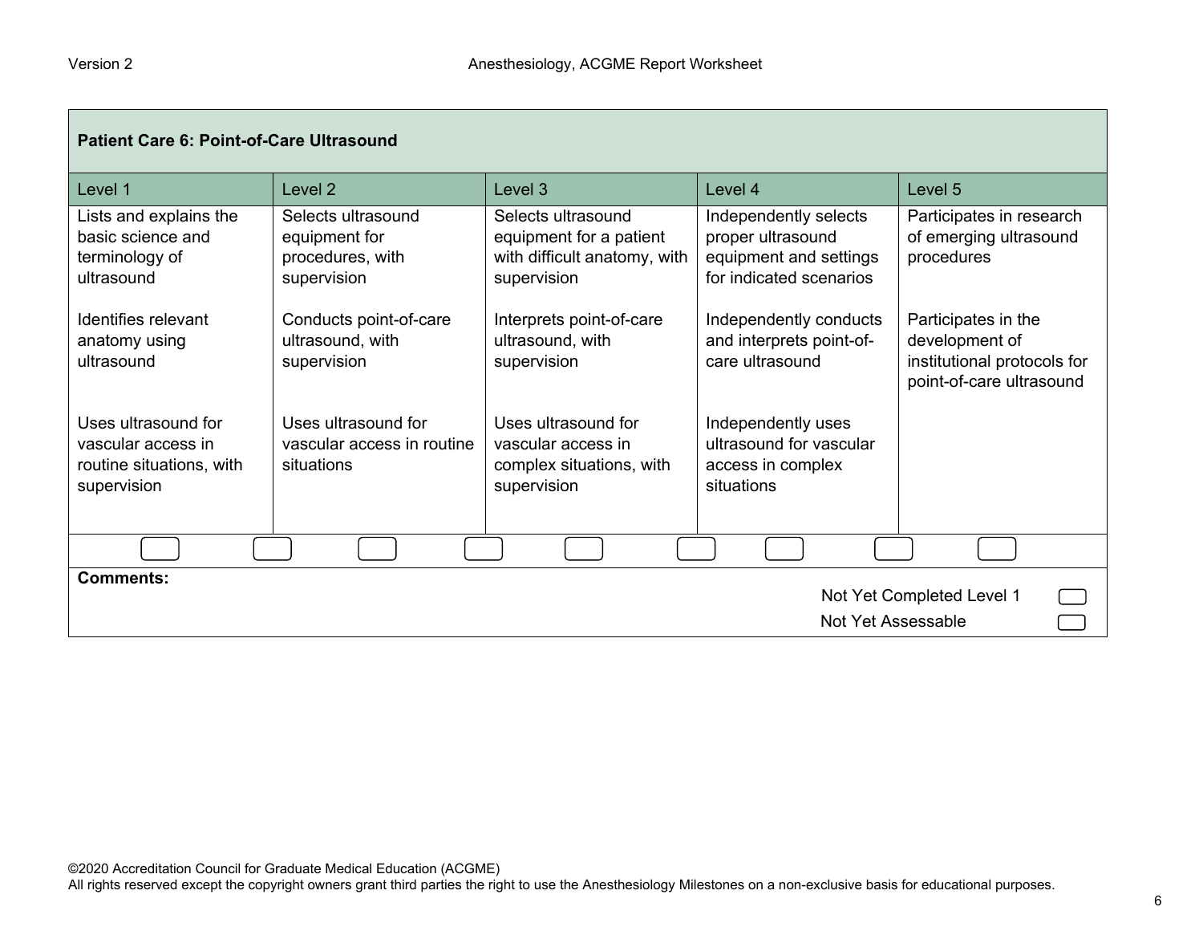| Patient Care 6: Point-of-Care Ultrasound | | | | |
|---|---|---|---|---|
| **Level 1** | **Level 2** | **Level 3** | **Level 4** | **Level 5** |
| Lists and explains the basic science and terminology of ultrasound<br><br>Identifies relevant anatomy using ultrasound<br><br>Uses ultrasound for vascular access in routine situations, with supervision | Selects ultrasound equipment for procedures, with supervision<br><br>Conducts point-of-care ultrasound, with supervision<br><br>Uses ultrasound for vascular access in routine situations | Selects ultrasound equipment for a patient with difficult anatomy, with supervision<br><br>Interprets point-of-care ultrasound, with supervision<br><br>Uses ultrasound for vascular access in complex situations, with supervision | Independently selects proper ultrasound equipment and settings for indicated scenarios<br><br>Independently conducts and interprets point-of-care ultrasound<br><br>Independently uses ultrasound for vascular access in complex situations | Participates in research of emerging ultrasound procedures<br><br>Participates in the development of institutional protocols for point-of-care ultrasound |

**Comments:**

Not Yet Completed Level 1

Not Yet Assessable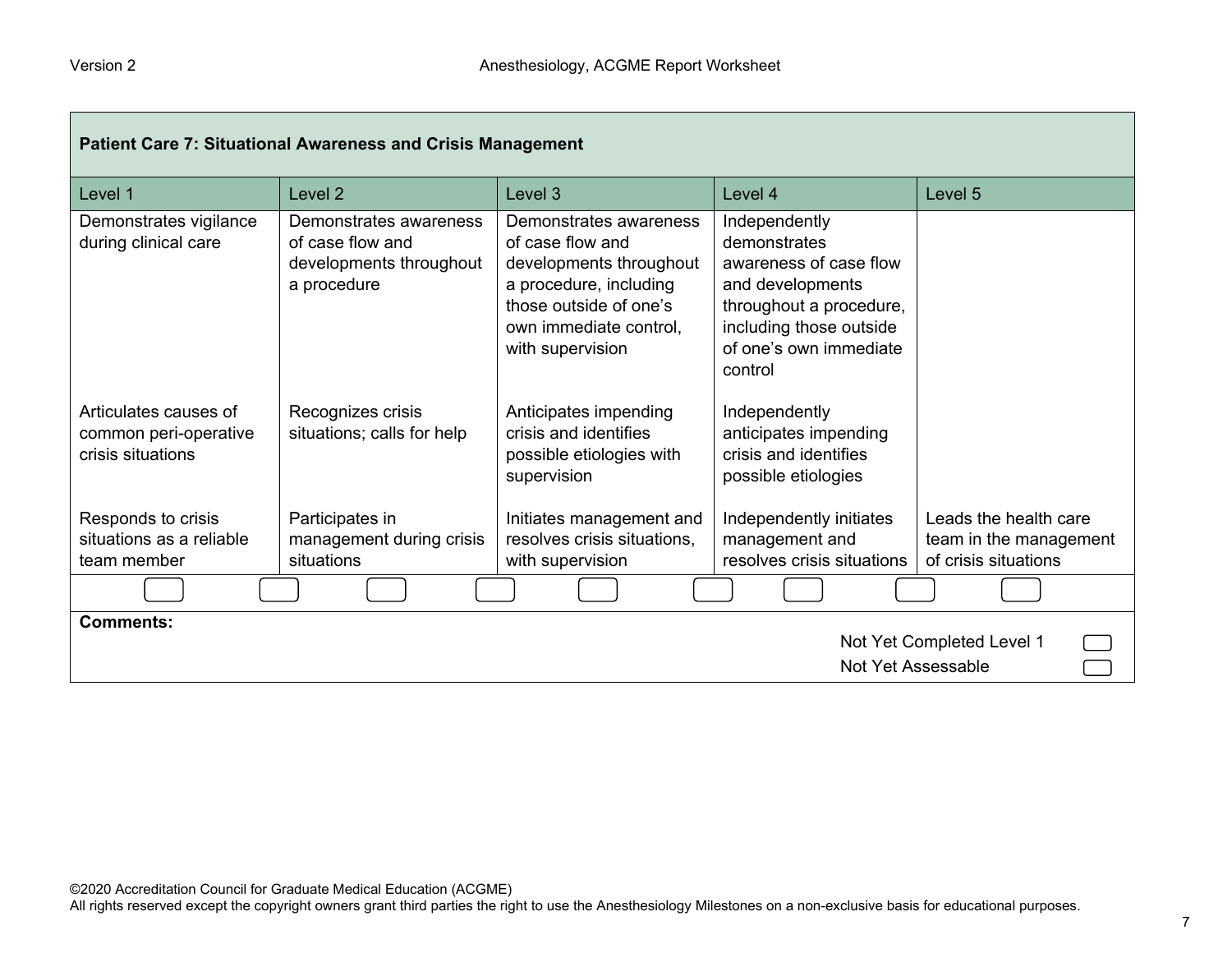| Patient Care 7: Situational Awareness and Crisis Management | | | | |
|---|---|---|---|---|
| Level 1 | Level 2 | Level 3 | Level 4 | Level 5 |
| Demonstrates vigilance during clinical care | Demonstrates awareness of case flow and developments throughout a procedure | Demonstrates awareness of case flow and developments throughout a procedure, including those outside of one's own immediate control, with supervision | Independently demonstrates awareness of case flow and developments throughout a procedure, including those outside of one's own immediate control | |
| Articulates causes of common peri-operative crisis situations | Recognizes crisis situations; calls for help | Anticipates impending crisis and identifies possible etiologies with supervision | Independently anticipates impending crisis and identifies possible etiologies | |
| Responds to crisis situations as a reliable team member | Participates in management during crisis situations | Initiates management and resolves crisis situations, with supervision | Independently initiates management and resolves crisis situations | Leads the health care team in the management of crisis situations |

**Comments:**

Not Yet Completed Level 1

Not Yet Assessable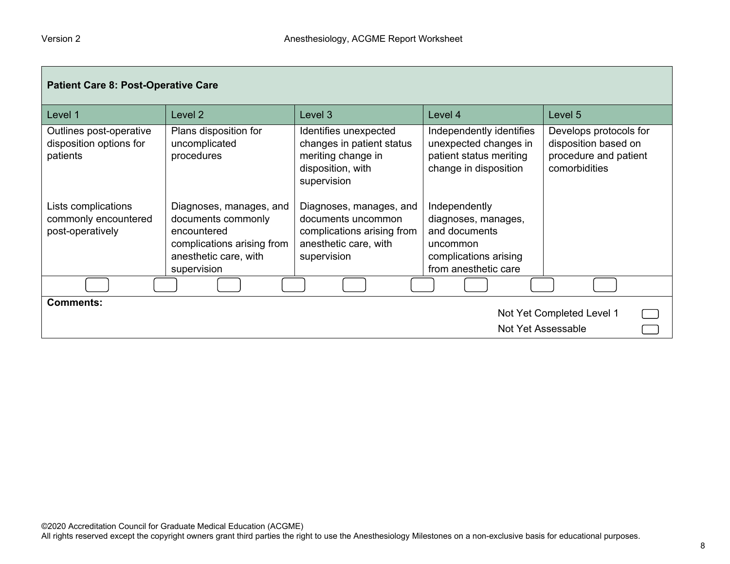| Patient Care 8: Post-Operative Care | | | | |
|---|---|---|---|---|
| Level 1 | Level 2 | Level 3 | Level 4 | Level 5 |
| Outlines post-operative disposition options for patients | Plans disposition for uncomplicated procedures | Identifies unexpected changes in patient status meriting change in disposition, with supervision | Independently identifies unexpected changes in patient status meriting change in disposition | Develops protocols for disposition based on procedure and patient comorbidities |
| Lists complications commonly encountered post-operatively | Diagnoses, manages, and documents commonly encountered complications arising from anesthetic care, with supervision | Diagnoses, manages, and documents uncommon complications arising from anesthetic care, with supervision | Independently diagnoses, manages, and documents uncommon complications arising from anesthetic care | |

**Comments:**

Not Yet Completed Level 1

Not Yet Assessable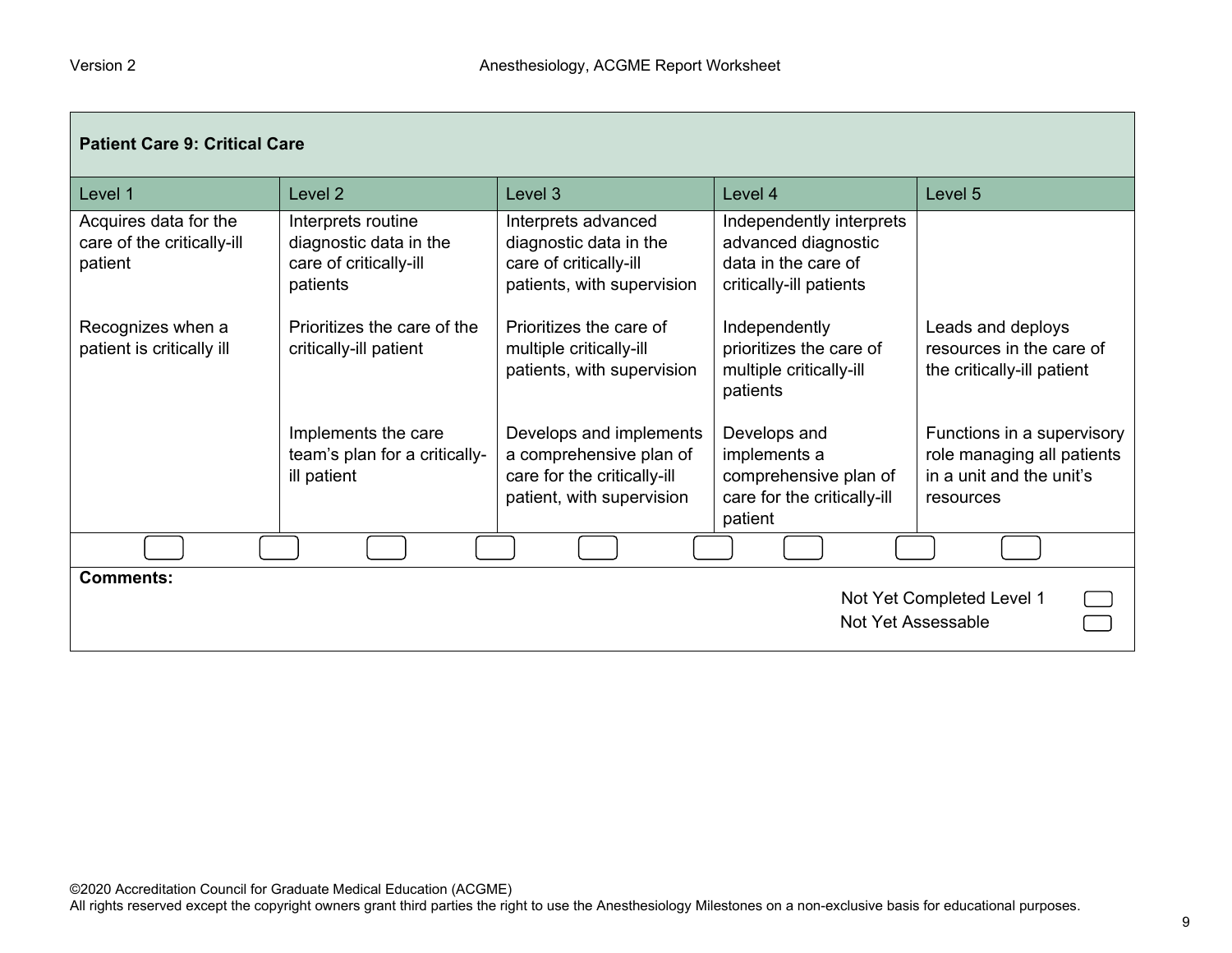| Patient Care 9: Critical Care | | | | |
|---|---|---|---|---|
| Level 1 | Level 2 | Level 3 | Level 4 | Level 5 |
| Acquires data for the care of the critically-ill patient | Interprets routine diagnostic data in the care of critically-ill patients | Interprets advanced diagnostic data in the care of critically-ill patients, with supervision | Independently interprets advanced diagnostic data in the care of critically-ill patients | |
| Recognizes when a patient is critically ill | Prioritizes the care of the critically-ill patient | Prioritizes the care of multiple critically-ill patients, with supervision | Independently prioritizes the care of multiple critically-ill patients | Leads and deploys resources in the care of the critically-ill patient |
| | Implements the care team's plan for a critically-ill patient | Develops and implements a comprehensive plan of care for the critically-ill patient, with supervision | Develops and implements a comprehensive plan of care for the critically-ill patient | Functions in a supervisory role managing all patients in a unit and the unit's resources |

**Comments:**

Not Yet Completed Level 1

Not Yet Assessable

©2020 Accreditation Council for Graduate Medical Education (ACGME)
All rights reserved except the copyright owners grant third parties the right to use the Anesthesiology Milestones on a non-exclusive basis for educational purposes.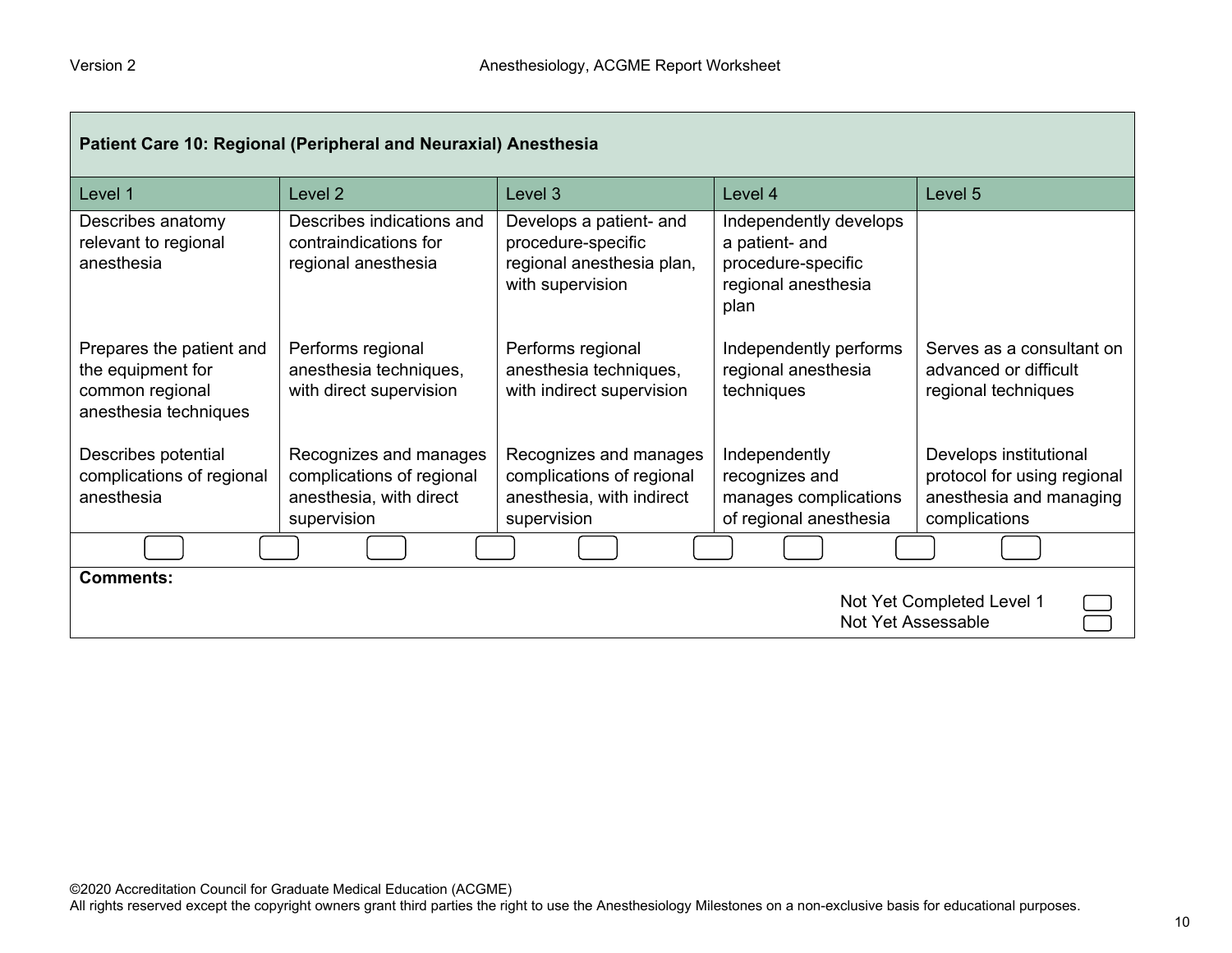| Patient Care 10: Regional (Peripheral and Neuraxial) Anesthesia | | | | |
|---|---|---|---|---|
| Level 1 | Level 2 | Level 3 | Level 4 | Level 5 |
| Describes anatomy relevant to regional anesthesia | Describes indications and contraindications for regional anesthesia | Develops a patient- and procedure-specific regional anesthesia plan, with supervision | Independently develops a patient- and procedure-specific regional anesthesia plan | |
| Prepares the patient and the equipment for common regional anesthesia techniques | Performs regional anesthesia techniques, with direct supervision | Performs regional anesthesia techniques, with indirect supervision | Independently performs regional anesthesia techniques | Serves as a consultant on advanced or difficult regional techniques |
| Describes potential complications of regional anesthesia | Recognizes and manages complications of regional anesthesia, with direct supervision | Recognizes and manages complications of regional anesthesia, with indirect supervision | Independently recognizes and manages complications of regional anesthesia | Develops institutional protocol for using regional anesthesia and managing complications |

**Comments:**

Not Yet Completed Level 1

Not Yet Assessable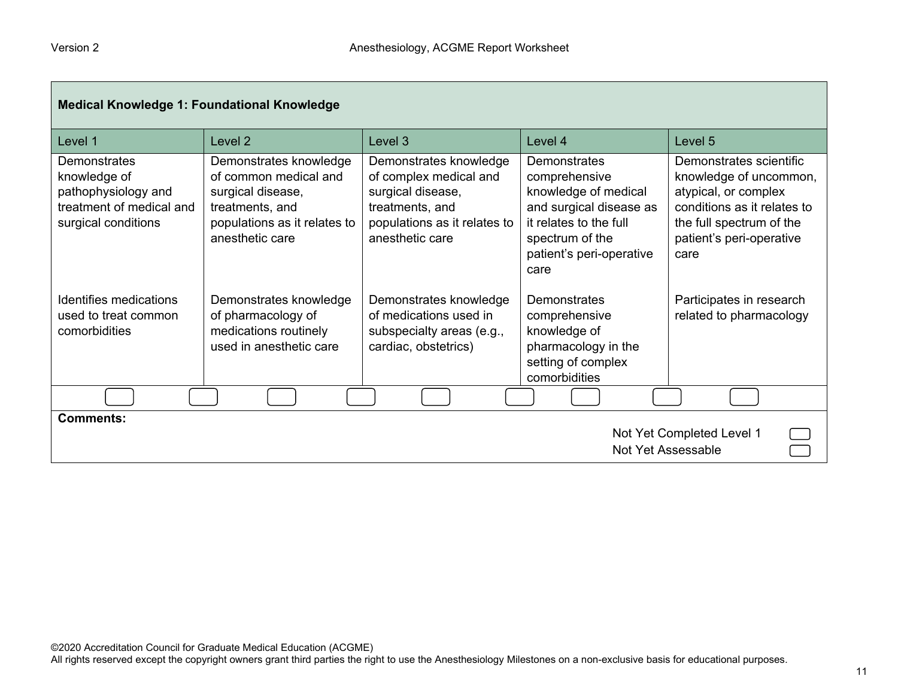| Medical Knowledge 1: Foundational Knowledge | | | | |
|---|---|---|---|---|
| Level 1 | Level 2 | Level 3 | Level 4 | Level 5 |
| Demonstrates knowledge of pathophysiology and treatment of medical and surgical conditions | Demonstrates knowledge of common medical and surgical disease, treatments, and populations as it relates to anesthetic care | Demonstrates knowledge of complex medical and surgical disease, treatments, and populations as it relates to anesthetic care | Demonstrates comprehensive knowledge of medical and surgical disease as it relates to the full spectrum of the patient's peri-operative care | Demonstrates scientific knowledge of uncommon, atypical, or complex conditions as it relates to the full spectrum of the patient's peri-operative care |
| Identifies medications used to treat common comorbidities | Demonstrates knowledge of pharmacology of medications routinely used in anesthetic care | Demonstrates knowledge of medications used in subspecialty areas (e.g., cardiac, obstetrics) | Demonstrates comprehensive knowledge of pharmacology in the setting of complex comorbidities | Participates in research related to pharmacology |

**Comments:**

Not Yet Completed Level 1

Not Yet Assessable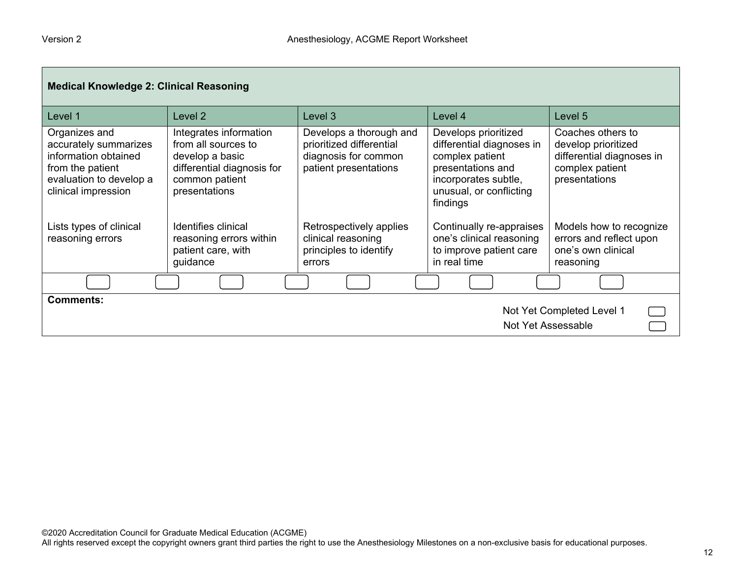| Medical Knowledge 2: Clinical Reasoning | | | | |
|---|---|---|---|---|
| Level 1 | Level 2 | Level 3 | Level 4 | Level 5 |
| Organizes and accurately summarizes information obtained from the patient evaluation to develop a clinical impression | Integrates information from all sources to develop a basic differential diagnosis for common patient presentations | Develops a thorough and prioritized differential diagnosis for common patient presentations | Develops prioritized differential diagnoses in complex patient presentations and incorporates subtle, unusual, or conflicting findings | Coaches others to develop prioritized differential diagnoses in complex patient presentations |
| Lists types of clinical reasoning errors | Identifies clinical reasoning errors within patient care, with guidance | Retrospectively applies clinical reasoning principles to identify errors | Continually re-appraises one's clinical reasoning to improve patient care in real time | Models how to recognize errors and reflect upon one's own clinical reasoning |

**Comments:**

Not Yet Completed Level 1

Not Yet Assessable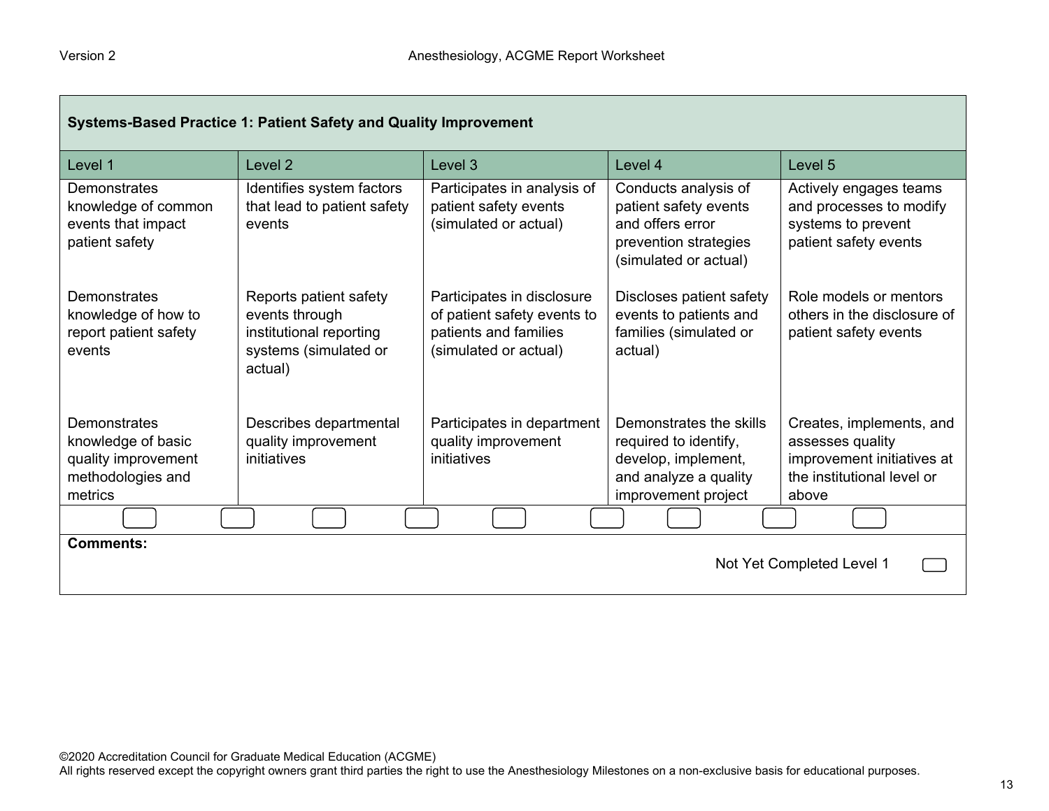| Systems-Based Practice 1: Patient Safety and Quality Improvement | | | | |
|---|---|---|---|---|
| Level 1 | Level 2 | Level 3 | Level 4 | Level 5 |
| Demonstrates knowledge of common events that impact patient safety | Identifies system factors that lead to patient safety events | Participates in analysis of patient safety events (simulated or actual) | Conducts analysis of patient safety events and offers error prevention strategies (simulated or actual) | Actively engages teams and processes to modify systems to prevent patient safety events |
| Demonstrates knowledge of how to report patient safety events | Reports patient safety events through institutional reporting systems (simulated or actual) | Participates in disclosure of patient safety events to patients and families (simulated or actual) | Discloses patient safety events to patients and families (simulated or actual) | Role models or mentors others in the disclosure of patient safety events |
| Demonstrates knowledge of basic quality improvement methodologies and metrics | Describes departmental quality improvement initiatives | Participates in department quality improvement initiatives | Demonstrates the skills required to identify, develop, implement, and analyze a quality improvement project | Creates, implements, and assesses quality improvement initiatives at the institutional level or above |

**Comments:**

Not Yet Completed Level 1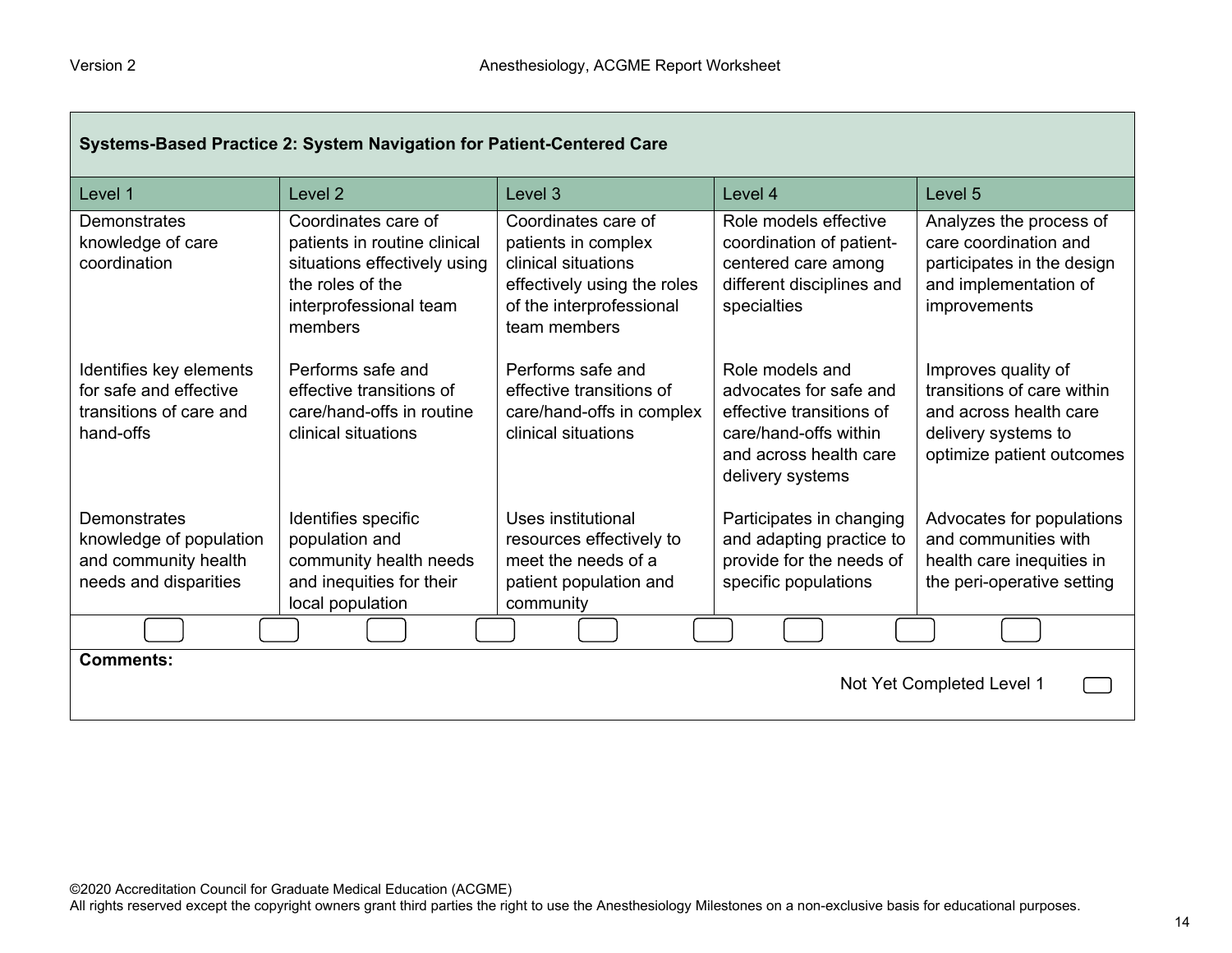| Systems-Based Practice 2: System Navigation for Patient-Centered Care | | | | |
|---|---|---|---|---|
| Level 1 | Level 2 | Level 3 | Level 4 | Level 5 |
| Demonstrates knowledge of care coordination | Coordinates care of patients in routine clinical situations effectively using the roles of the interprofessional team members | Coordinates care of patients in complex clinical situations effectively using the roles of the interprofessional team members | Role models effective coordination of patient-centered care among different disciplines and specialties | Analyzes the process of care coordination and participates in the design and implementation of improvements |
| Identifies key elements for safe and effective transitions of care and hand-offs | Performs safe and effective transitions of care/hand-offs in routine clinical situations | Performs safe and effective transitions of care/hand-offs in complex clinical situations | Role models and advocates for safe and effective transitions of care/hand-offs within and across health care delivery systems | Improves quality of transitions of care within and across health care delivery systems to optimize patient outcomes |
| Demonstrates knowledge of population and community health needs and disparities | Identifies specific population and community health needs and inequities for their local population | Uses institutional resources effectively to meet the needs of a patient population and community | Participates in changing and adapting practice to provide for the needs of specific populations | Advocates for populations and communities with health care inequities in the peri-operative setting |

**Comments:**

Not Yet Completed Level 1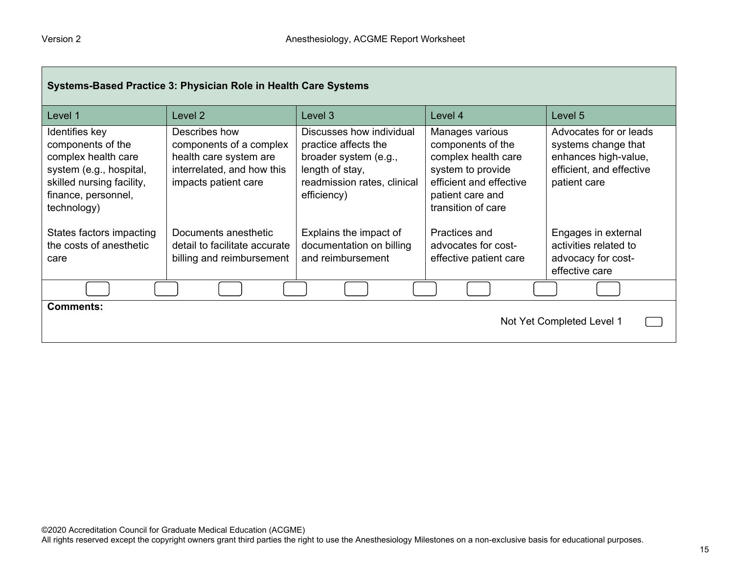| Systems-Based Practice 3: Physician Role in Health Care Systems | | | | |
|---|---|---|---|---|
| Level 1 | Level 2 | Level 3 | Level 4 | Level 5 |
| Identifies key components of the complex health care system (e.g., hospital, skilled nursing facility, finance, personnel, technology)<br><br>States factors impacting the costs of anesthetic care | Describes how components of a complex health care system are interrelated, and how this impacts patient care<br><br>Documents anesthetic detail to facilitate accurate billing and reimbursement | Discusses how individual practice affects the broader system (e.g., length of stay, readmission rates, clinical efficiency)<br><br>Explains the impact of documentation on billing and reimbursement | Manages various components of the complex health care system to provide efficient and effective patient care and transition of care<br><br>Practices and advocates for cost-effective patient care | Advocates for or leads systems change that enhances high-value, efficient, and effective patient care<br><br>Engages in external activities related to advocacy for cost-effective care |

**Comments:**

Not Yet Completed Level 1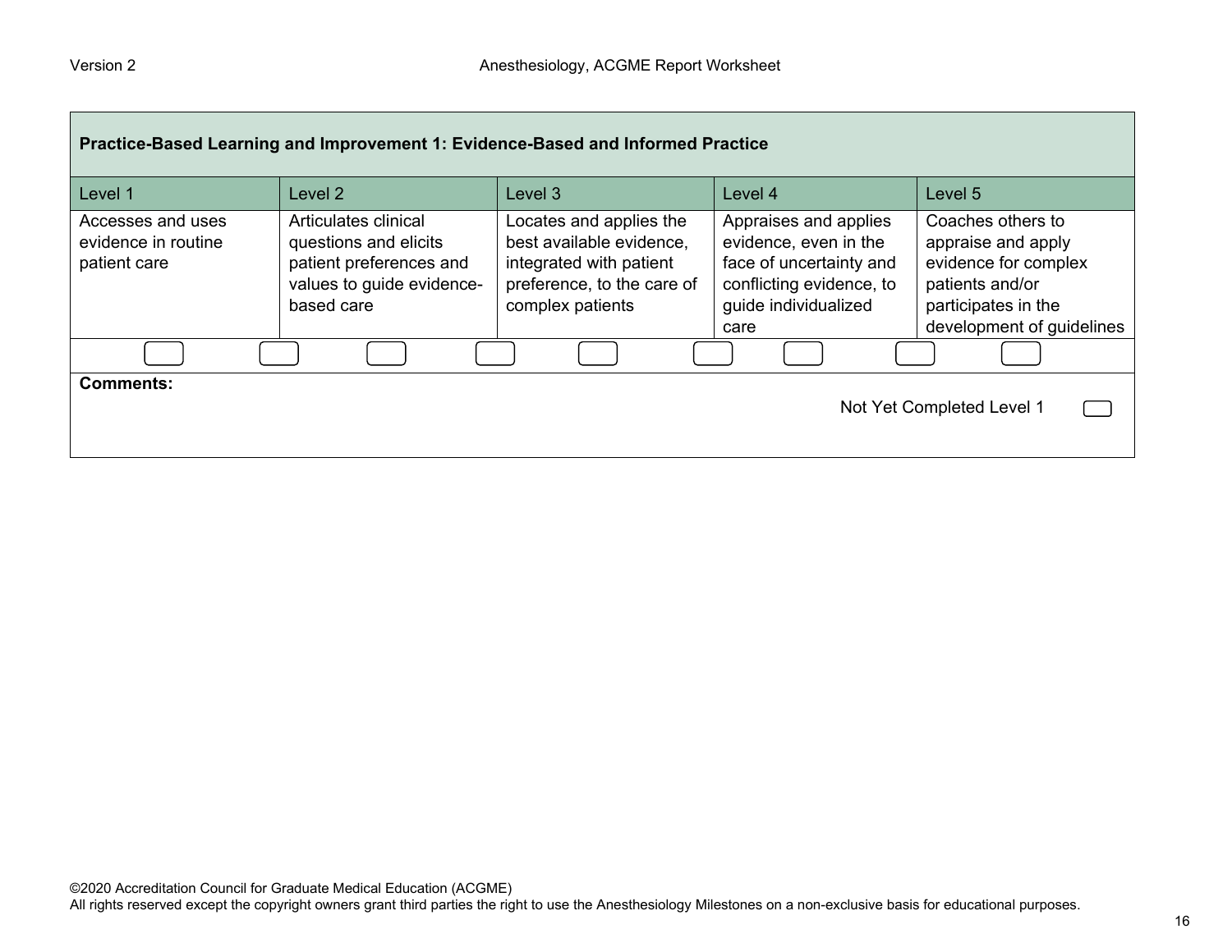| Practice-Based Learning and Improvement 1: Evidence-Based and Informed Practice | | | | |
|---|---|---|---|---|
| Level 1 | Level 2 | Level 3 | Level 4 | Level 5 |
| Accesses and uses evidence in routine patient care | Articulates clinical questions and elicits patient preferences and values to guide evidence-based care | Locates and applies the best available evidence, integrated with patient preference, to the care of complex patients | Appraises and applies evidence, even in the face of uncertainty and conflicting evidence, to guide individualized care | Coaches others to appraise and apply evidence for complex patients and/or participates in the development of guidelines |

**Comments:**

Not Yet Completed Level 1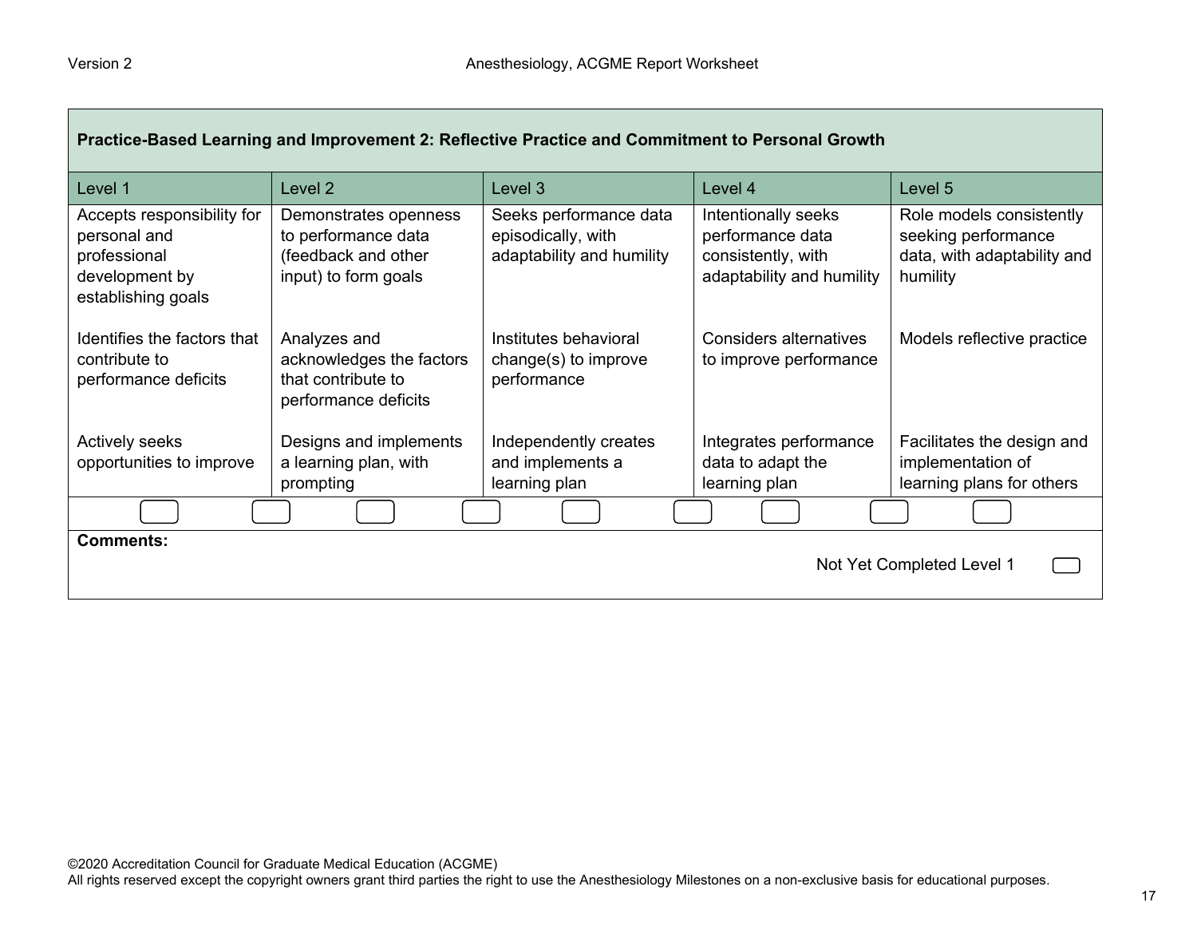| Practice-Based Learning and Improvement 2: Reflective Practice and Commitment to Personal Growth | | | | |
|---|---|---|---|---|
| Level 1 | Level 2 | Level 3 | Level 4 | Level 5 |
| Accepts responsibility for personal and professional development by establishing goals | Demonstrates openness to performance data (feedback and other input) to form goals | Seeks performance data episodically, with adaptability and humility | Intentionally seeks performance data consistently, with adaptability and humility | Role models consistently seeking performance data, with adaptability and humility |
| Identifies the factors that contribute to performance deficits | Analyzes and acknowledges the factors that contribute to performance deficits | Institutes behavioral change(s) to improve performance | Considers alternatives to improve performance | Models reflective practice |
| Actively seeks opportunities to improve | Designs and implements a learning plan, with prompting | Independently creates and implements a learning plan | Integrates performance data to adapt the learning plan | Facilitates the design and implementation of learning plans for others |

**Comments:**

Not Yet Completed Level 1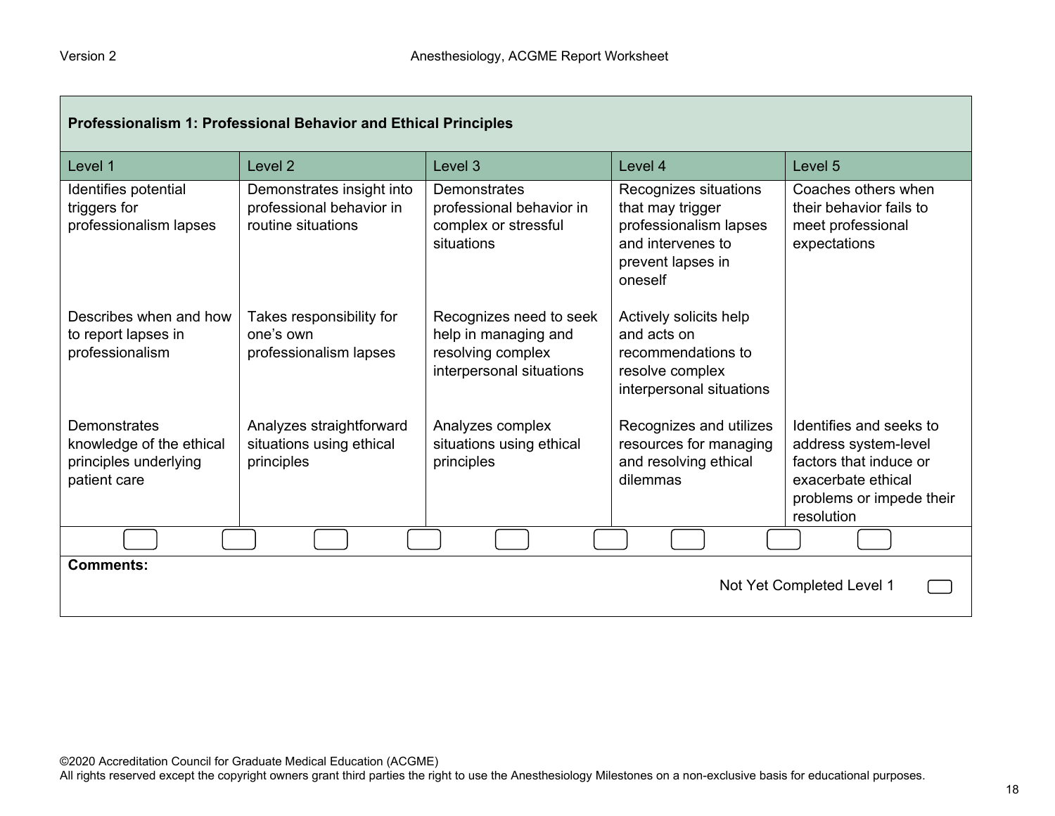| Professionalism 1: Professional Behavior and Ethical Principles | | | | |
|---|---|---|---|---|
| Level 1 | Level 2 | Level 3 | Level 4 | Level 5 |
| Identifies potential triggers for professionalism lapses | Demonstrates insight into professional behavior in routine situations | Demonstrates professional behavior in complex or stressful situations | Recognizes situations that may trigger professionalism lapses and intervenes to prevent lapses in oneself | Coaches others when their behavior fails to meet professional expectations |
| Describes when and how to report lapses in professionalism | Takes responsibility for one's own professionalism lapses | Recognizes need to seek help in managing and resolving complex interpersonal situations | Actively solicits help and acts on recommendations to resolve complex interpersonal situations | |
| Demonstrates knowledge of the ethical principles underlying patient care | Analyzes straightforward situations using ethical principles | Analyzes complex situations using ethical principles | Recognizes and utilizes resources for managing and resolving ethical dilemmas | Identifies and seeks to address system-level factors that induce or exacerbate ethical problems or impede their resolution |

**Comments:**

Not Yet Completed Level 1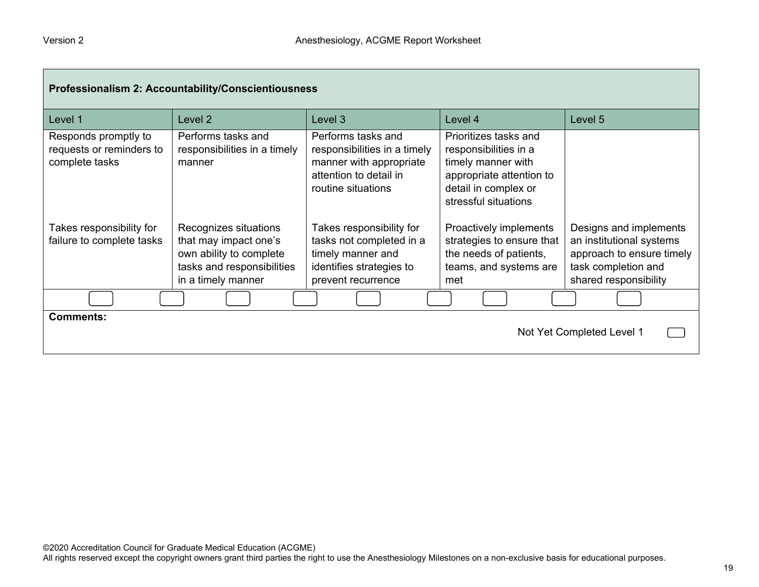| Professionalism 2: Accountability/Conscientiousness | | | | |
|---|---|---|---|---|
| Level 1 | Level 2 | Level 3 | Level 4 | Level 5 |
| Responds promptly to requests or reminders to complete tasks | Performs tasks and responsibilities in a timely manner | Performs tasks and responsibilities in a timely manner with appropriate attention to detail in routine situations | Prioritizes tasks and responsibilities in a timely manner with appropriate attention to detail in complex or stressful situations | |
| Takes responsibility for failure to complete tasks | Recognizes situations that may impact one's own ability to complete tasks and responsibilities in a timely manner | Takes responsibility for tasks not completed in a timely manner and identifies strategies to prevent recurrence | Proactively implements strategies to ensure that the needs of patients, teams, and systems are met | Designs and implements an institutional systems approach to ensure timely task completion and shared responsibility |

**Comments:**

Not Yet Completed Level 1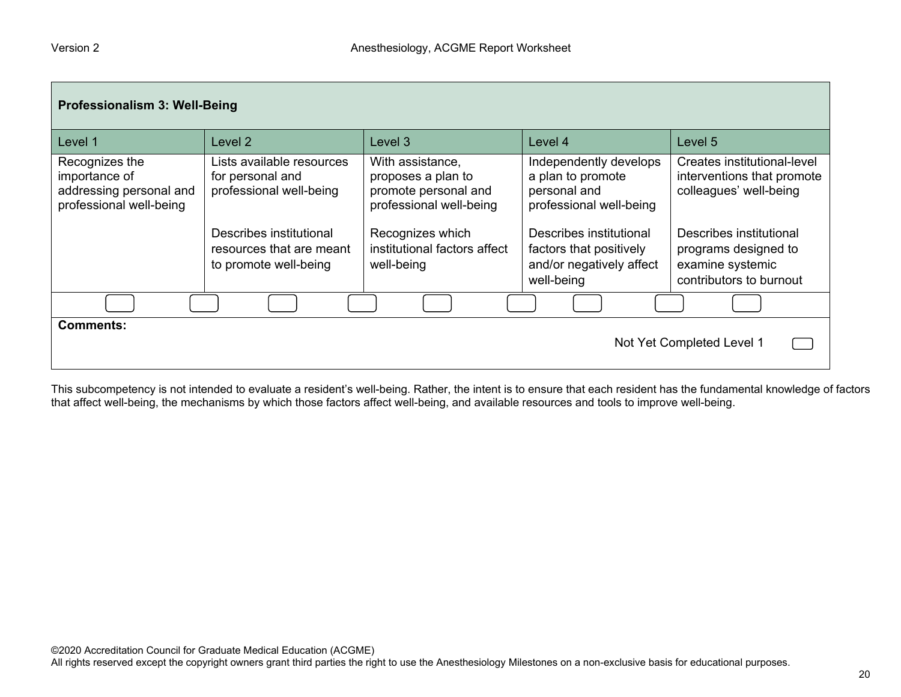| Professionalism 3: Well-Being | | | | |
| --- | --- | --- | --- | --- |
| Level 1 | Level 2 | Level 3 | Level 4 | Level 5 |
| Recognizes the importance of addressing personal and professional well-being | Lists available resources for personal and professional well-being | With assistance, proposes a plan to promote personal and professional well-being | Independently develops a plan to promote personal and professional well-being | Creates institutional-level interventions that promote colleagues' well-being |
| | Describes institutional resources that are meant to promote well-being | Recognizes which institutional factors affect well-being | Describes institutional factors that positively and/or negatively affect well-being | Describes institutional programs designed to examine systemic contributors to burnout |

**Comments:**

Not Yet Completed Level 1

This subcompetency is not intended to evaluate a resident's well-being. Rather, the intent is to ensure that each resident has the fundamental knowledge of factors that affect well-being, the mechanisms by which those factors affect well-being, and available resources and tools to improve well-being.

©2020 Accreditation Council for Graduate Medical Education (ACGME)
All rights reserved except the copyright owners grant third parties the right to use the Anesthesiology Milestones on a non-exclusive basis for educational purposes.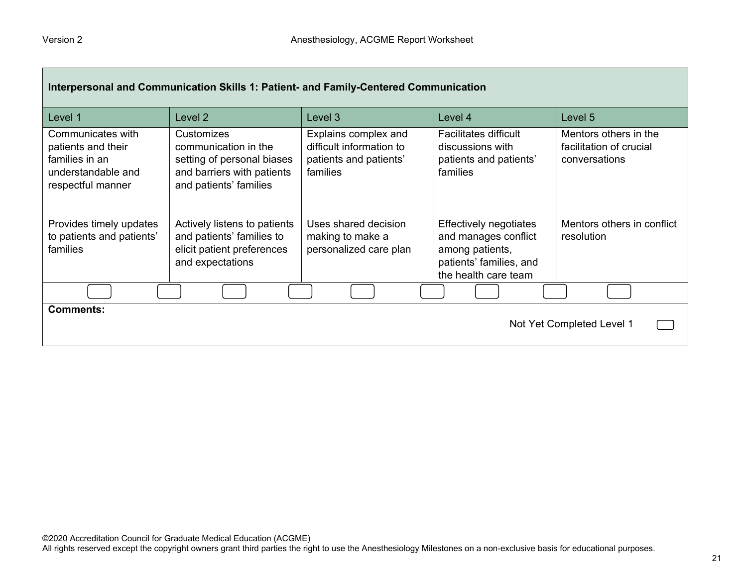| Interpersonal and Communication Skills 1: Patient- and Family-Centered Communication | | | | |
|---|---|---|---|---|
| **Level 1** | **Level 2** | **Level 3** | **Level 4** | **Level 5** |
| Communicates with patients and their families in an understandable and respectful manner | Customizes communication in the setting of personal biases and barriers with patients and patients' families | Explains complex and difficult information to patients and patients' families | Facilitates difficult discussions with patients and patients' families | Mentors others in the facilitation of crucial conversations |
| Provides timely updates to patients and patients' families | Actively listens to patients and patients' families to elicit patient preferences and expectations | Uses shared decision making to make a personalized care plan | Effectively negotiates and manages conflict among patients, patients' families, and the health care team | Mentors others in conflict resolution |

**Comments:**

Not Yet Completed Level 1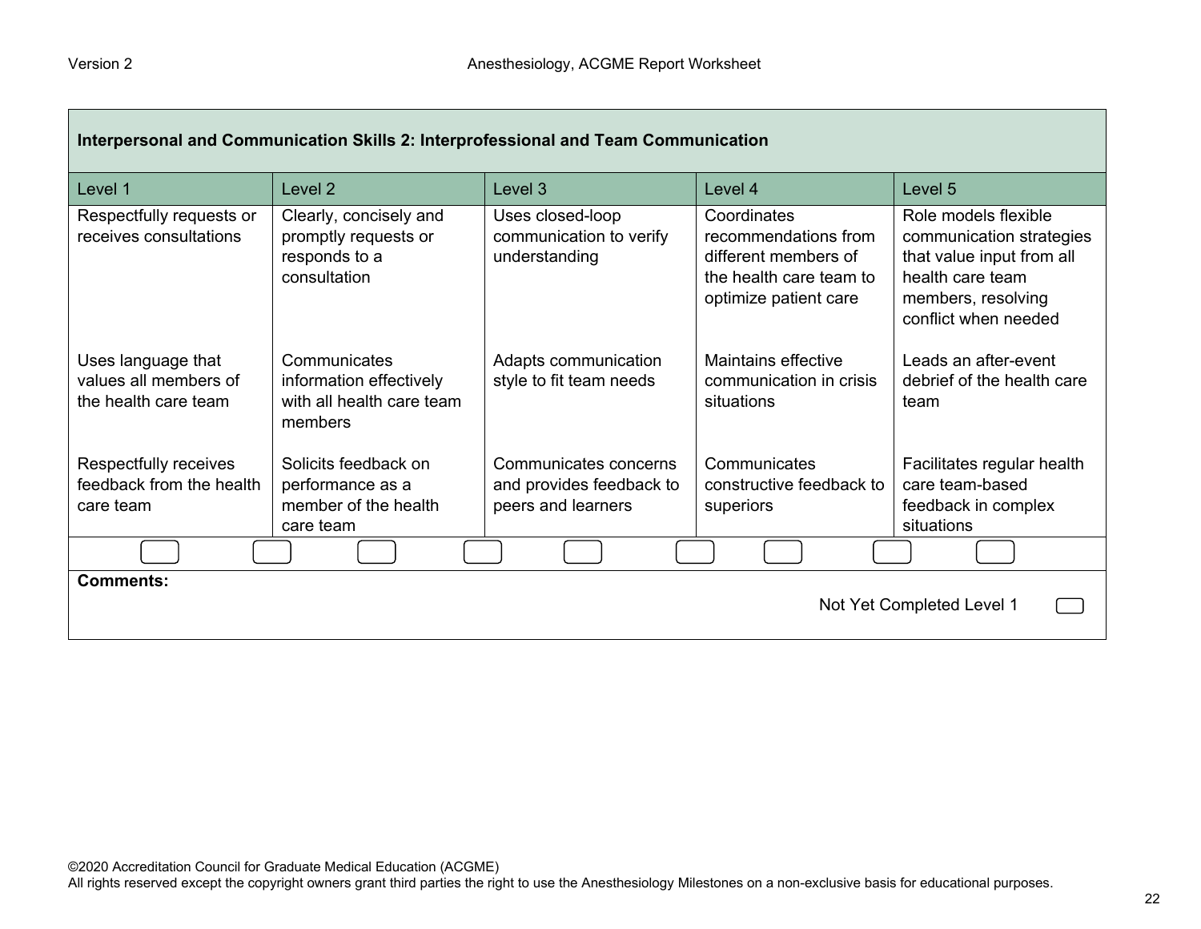| Interpersonal and Communication Skills 2: Interprofessional and Team Communication | | | | |
|---|---|---|---|---|
| Level 1 | Level 2 | Level 3 | Level 4 | Level 5 |
| Respectfully requests or receives consultations | Clearly, concisely and promptly requests or responds to a consultation | Uses closed-loop communication to verify understanding | Coordinates recommendations from different members of the health care team to optimize patient care | Role models flexible communication strategies that value input from all health care team members, resolving conflict when needed |
| Uses language that values all members of the health care team | Communicates information effectively with all health care team members | Adapts communication style to fit team needs | Maintains effective communication in crisis situations | Leads an after-event debrief of the health care team |
| Respectfully receives feedback from the health care team | Solicits feedback on performance as a member of the health care team | Communicates concerns and provides feedback to peers and learners | Communicates constructive feedback to superiors | Facilitates regular health care team-based feedback in complex situations |

**Comments:**

Not Yet Completed Level 1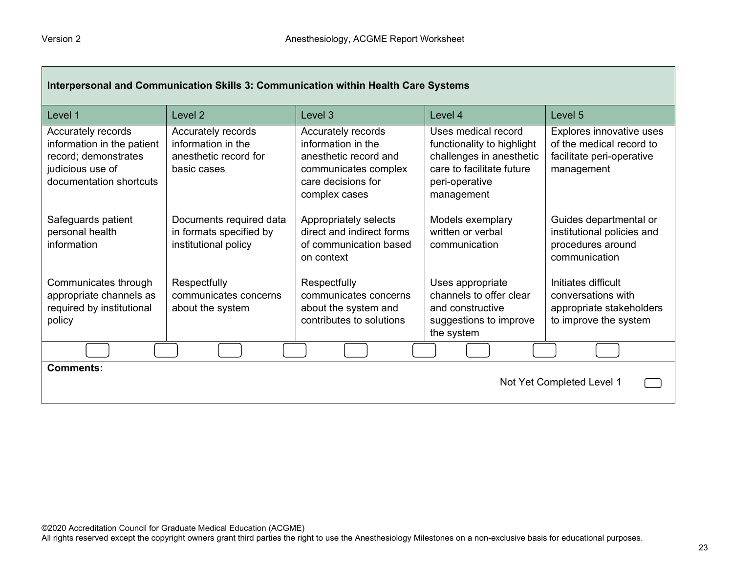| Interpersonal and Communication Skills 3: Communication within Health Care Systems | | | | |
|---|---|---|---|---|
| Level 1 | Level 2 | Level 3 | Level 4 | Level 5 |
| Accurately records information in the patient record; demonstrates judicious use of documentation shortcuts<br><br>Safeguards patient personal health information<br><br>Communicates through appropriate channels as required by institutional policy | Accurately records information in the anesthetic record for basic cases<br><br>Documents required data in formats specified by institutional policy<br><br>Respectfully communicates concerns about the system | Accurately records information in the anesthetic record and communicates complex care decisions for complex cases<br><br>Appropriately selects direct and indirect forms of communication based on context<br><br>Respectfully communicates concerns about the system and contributes to solutions | Uses medical record functionality to highlight challenges in anesthetic care to facilitate future peri-operative management<br><br>Models exemplary written or verbal communication<br><br>Uses appropriate channels to offer clear and constructive suggestions to improve the system | Explores innovative uses of the medical record to facilitate peri-operative management<br><br>Guides departmental or institutional policies and procedures around communication<br><br>Initiates difficult conversations with appropriate stakeholders to improve the system |

**Comments:**

Not Yet Completed Level 1

©2020 Accreditation Council for Graduate Medical Education (ACGME)
All rights reserved except the copyright owners grant third parties the right to use the Anesthesiology Milestones on a non-exclusive basis for educational purposes.